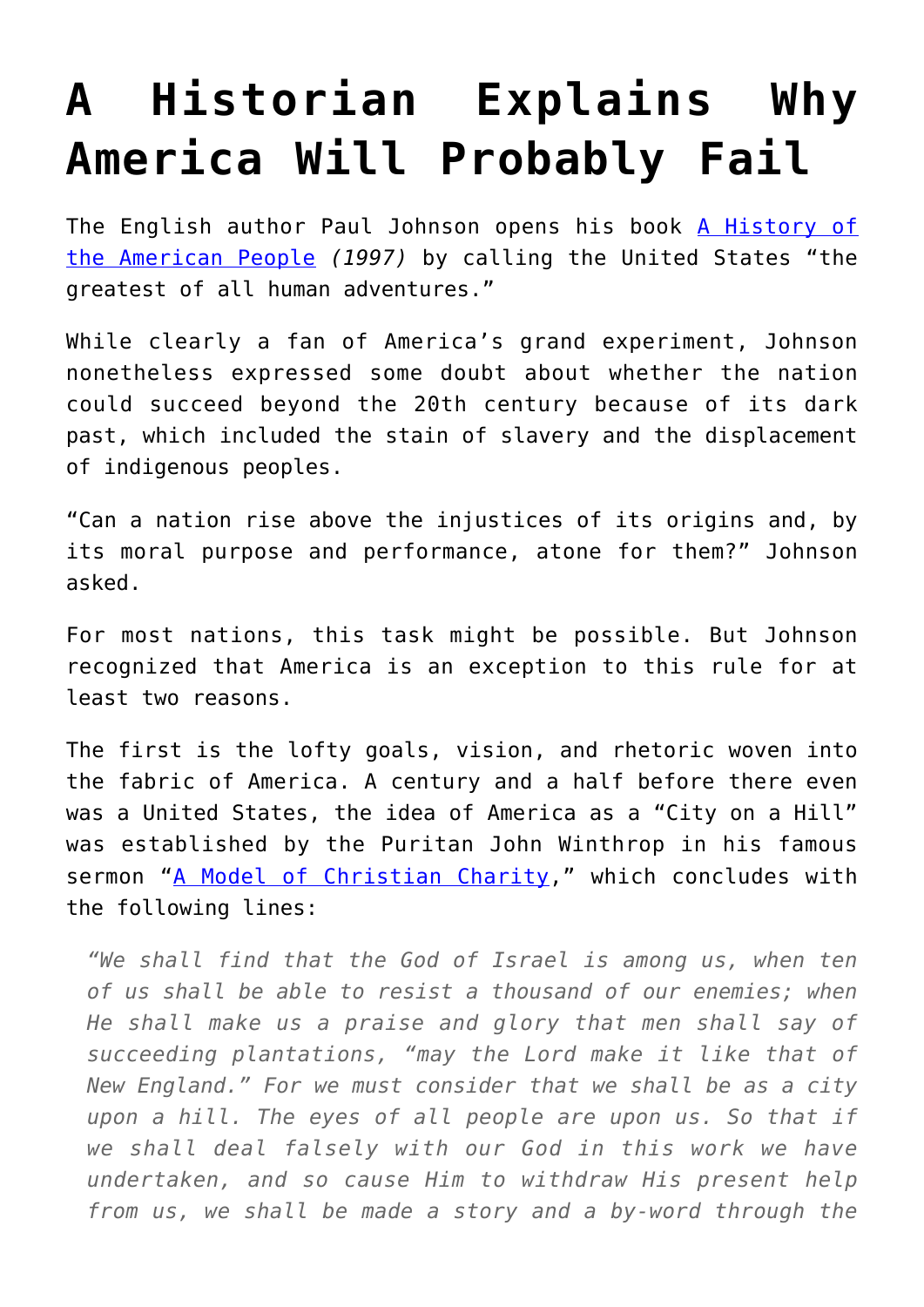# A Historian Explains Why America Will Probably Fail

The English author Paul Johnson opens his book [A History of the American People](#) *(1997)* by calling the United States "the greatest of all human adventures."

While clearly a fan of America's grand experiment, Johnson nonetheless expressed some doubt about whether the nation could succeed beyond the 20th century because of its dark past, which included the stain of slavery and the displacement of indigenous peoples.

"Can a nation rise above the injustices of its origins and, by its moral purpose and performance, atone for them?" Johnson asked.

For most nations, this task might be possible. But Johnson recognized that America is an exception to this rule for at least two reasons.

The first is the lofty goals, vision, and rhetoric woven into the fabric of America. A century and a half before there even was a United States, the idea of America as a "City on a Hill" was established by the Puritan John Winthrop in his famous sermon "[A Model of Christian Charity](#)," which concludes with the following lines:

> *"We shall find that the God of Israel is among us, when ten of us shall be able to resist a thousand of our enemies; when He shall make us a praise and glory that men shall say of succeeding plantations, "may the Lord make it like that of New England." For we must consider that we shall be as a city upon a hill. The eyes of all people are upon us. So that if we shall deal falsely with our God in this work we have undertaken, and so cause Him to withdraw His present help from us, we shall be made a story and a by-word through the*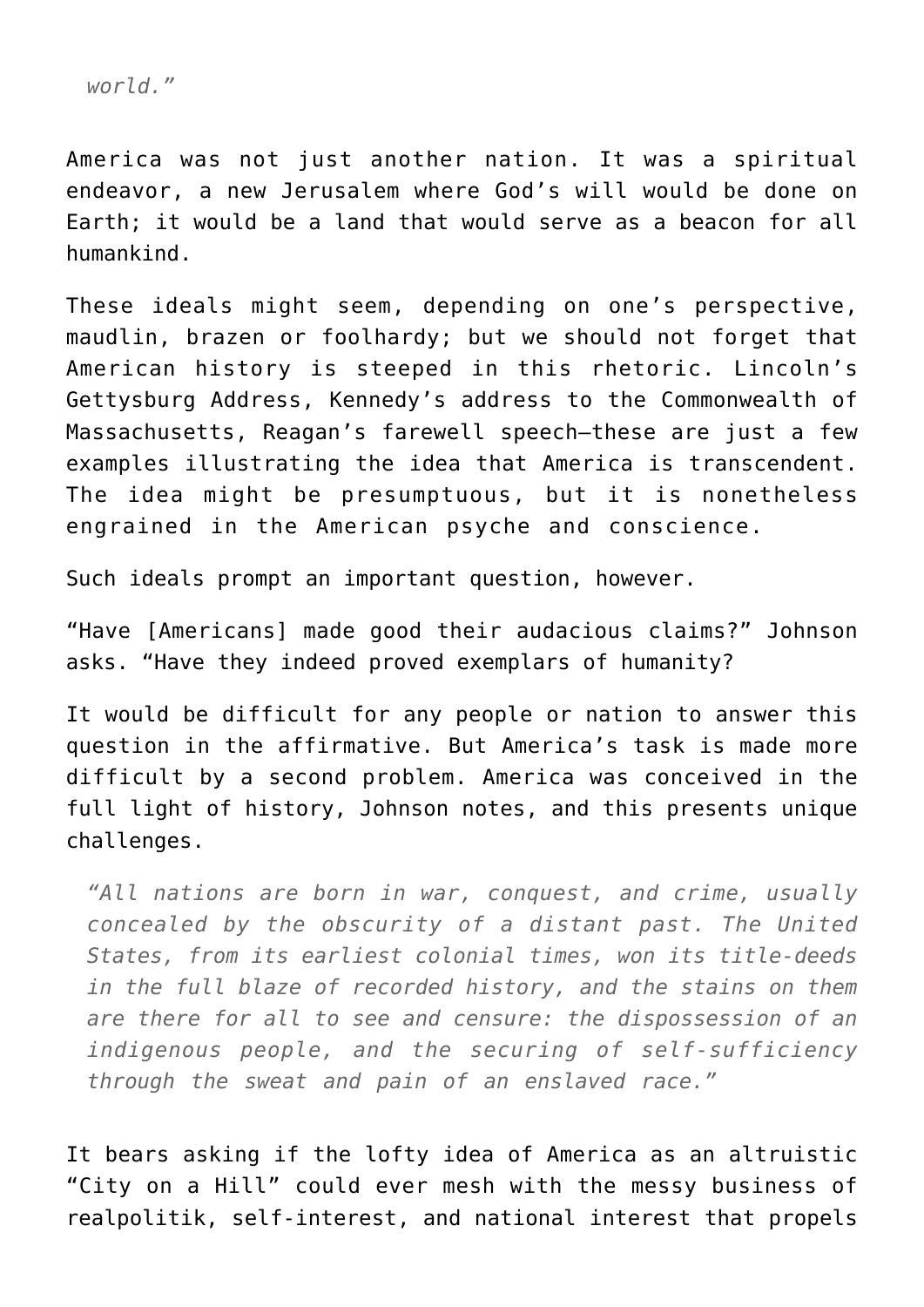> *world."*

America was not just another nation. It was a spiritual endeavor, a new Jerusalem where God's will would be done on Earth; it would be a land that would serve as a beacon for all humankind.

These ideals might seem, depending on one's perspective, maudlin, brazen or foolhardy; but we should not forget that American history is steeped in this rhetoric. Lincoln's Gettysburg Address, Kennedy's address to the Commonwealth of Massachusetts, Reagan's farewell speech—these are just a few examples illustrating the idea that America is transcendent. The idea might be presumptuous, but it is nonetheless engrained in the American psyche and conscience.

Such ideals prompt an important question, however.

"Have [Americans] made good their audacious claims?" Johnson asks. "Have they indeed proved exemplars of humanity?

It would be difficult for any people or nation to answer this question in the affirmative. But America's task is made more difficult by a second problem. America was conceived in the full light of history, Johnson notes, and this presents unique challenges.

> *"All nations are born in war, conquest, and crime, usually concealed by the obscurity of a distant past. The United States, from its earliest colonial times, won its title-deeds in the full blaze of recorded history, and the stains on them are there for all to see and censure: the dispossession of an indigenous people, and the securing of self-sufficiency through the sweat and pain of an enslaved race."*

It bears asking if the lofty idea of America as an altruistic "City on a Hill" could ever mesh with the messy business of realpolitik, self-interest, and national interest that propels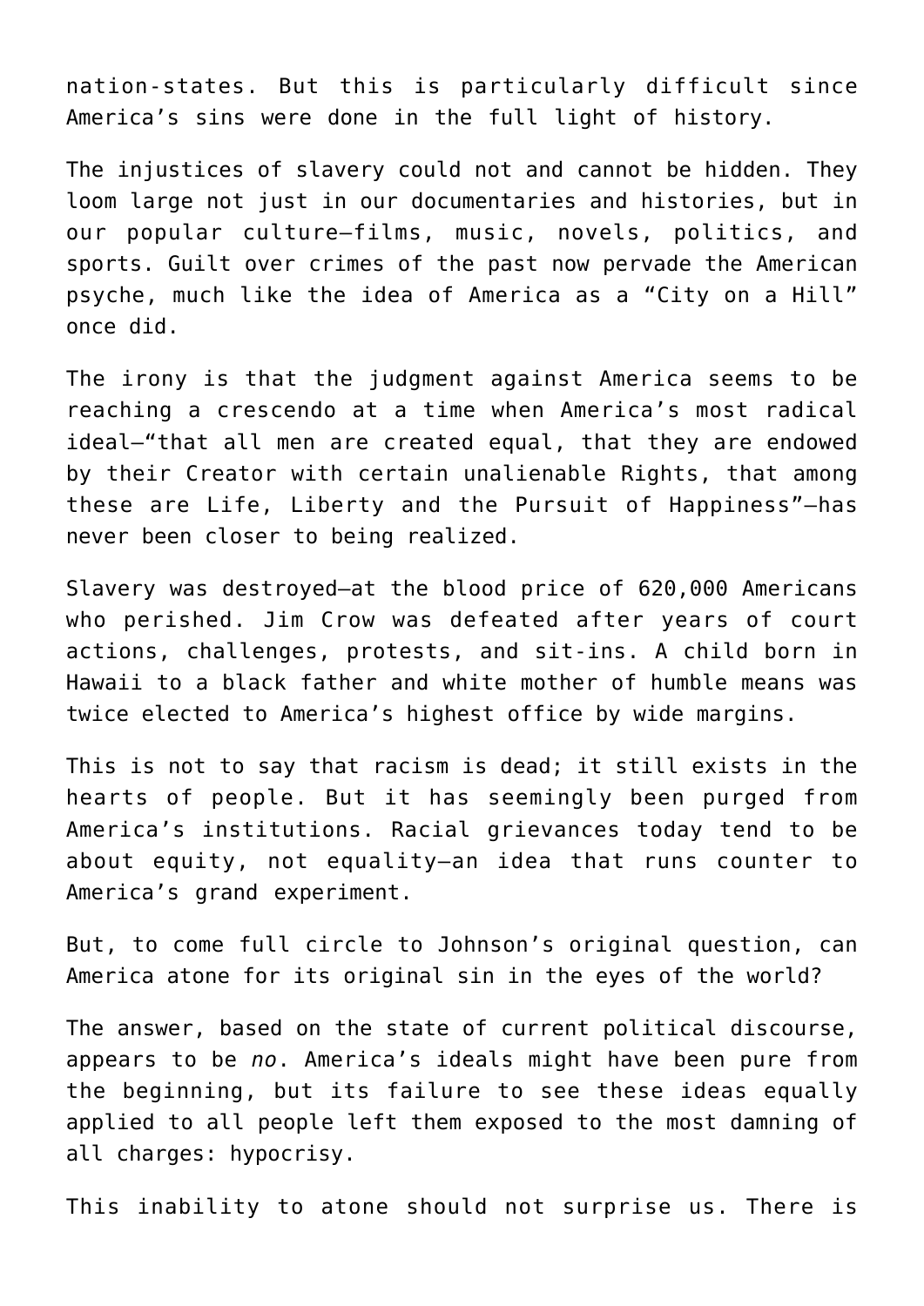nation-states. But this is particularly difficult since America’s sins were done in the full light of history.

The injustices of slavery could not and cannot be hidden. They loom large not just in our documentaries and histories, but in our popular culture—films, music, novels, politics, and sports. Guilt over crimes of the past now pervade the American psyche, much like the idea of America as a “City on a Hill” once did.

The irony is that the judgment against America seems to be reaching a crescendo at a time when America’s most radical ideal—“that all men are created equal, that they are endowed by their Creator with certain unalienable Rights, that among these are Life, Liberty and the Pursuit of Happiness”—has never been closer to being realized.

Slavery was destroyed—at the blood price of 620,000 Americans who perished. Jim Crow was defeated after years of court actions, challenges, protests, and sit-ins. A child born in Hawaii to a black father and white mother of humble means was twice elected to America’s highest office by wide margins.

This is not to say that racism is dead; it still exists in the hearts of people. But it has seemingly been purged from America’s institutions. Racial grievances today tend to be about equity, not equality—an idea that runs counter to America’s grand experiment.

But, to come full circle to Johnson’s original question, can America atone for its original sin in the eyes of the world?

The answer, based on the state of current political discourse, appears to be *no*. America’s ideals might have been pure from the beginning, but its failure to see these ideas equally applied to all people left them exposed to the most damning of all charges: hypocrisy.

This inability to atone should not surprise us. There is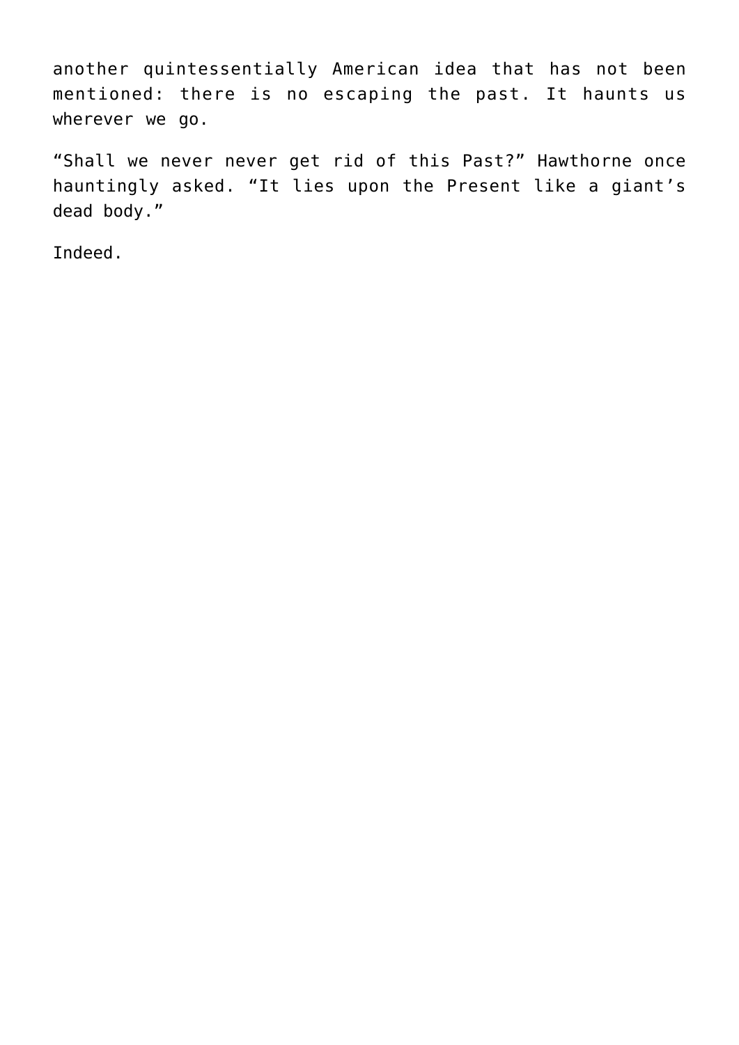another quintessentially American idea that has not been mentioned: there is no escaping the past. It haunts us wherever we go.

“Shall we never never get rid of this Past?” Hawthorne once hauntingly asked. “It lies upon the Present like a giant’s dead body.”

Indeed.